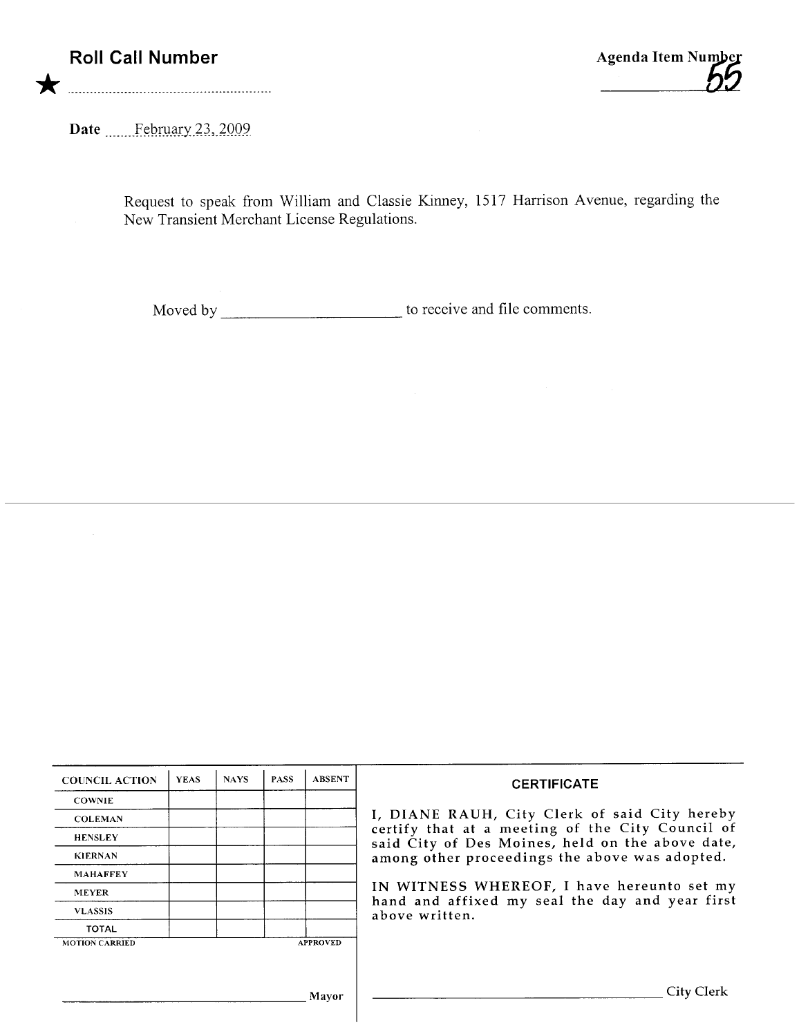**Roll Call Number**

★ ..........................................................

**Agenda Item Number**
55

Date ......February 23, 2009

Request to speak from William and Classie Kinney, 1517 Harrison Avenue, regarding the New Transient Merchant License Regulations.

Moved by ________________________ to receive and file comments.

| COUNCIL ACTION | YEAS | NAYS | PASS | ABSENT |
|---|---|---|---|---|
| COWNIE | | | | |
| COLEMAN | | | | |
| HENSLEY | | | | |
| KIERNAN | | | | |
| MAHAFFEY | | | | |
| MEYER | | | | |
| VLASSIS | | | | |
| TOTAL | | | | |

MOTION CARRIED APPROVED

________________________________________ Mayor

**CERTIFICATE**

I, DIANE RAUH, City Clerk of said City hereby certify that at a meeting of the City Council of said City of Des Moines, held on the above date, among other proceedings the above was adopted.

IN WITNESS WHEREOF, I have hereunto set my hand and affixed my seal the day and year first above written.

________________________________________ City Clerk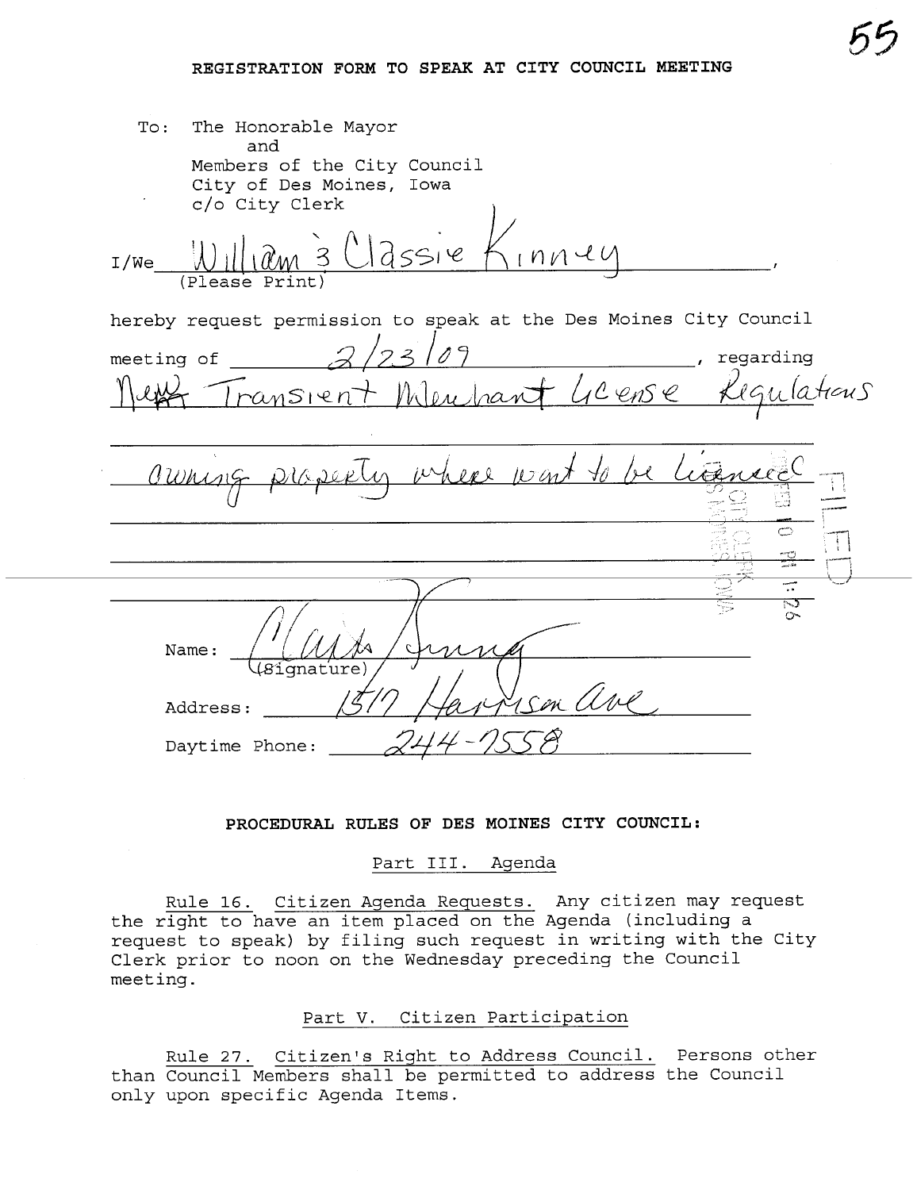## REGISTRATION FORM TO SPEAK AT CITY COUNCIL MEETING

To: The Honorable Mayor
and
Members of the City Council
City of Des Moines, Iowa
c/o City Clerk

I/We William 3 Classie Kinney,
(Please Print)

hereby request permission to speak at the Des Moines City Council meeting of 2/23/09, regarding New Transient Merchant License Regulations

owning property where want to be licensed

FILED
CITY CLERK
DES MOINES IOWA
10 PM 1:26

Name: Clarks Kinney
(Signature)

Address: 1517 Harrison Ave

Daytime Phone: 244-7558

### PROCEDURAL RULES OF DES MOINES CITY COUNCIL:

Part III. Agenda

Rule 16. Citizen Agenda Requests. Any citizen may request the right to have an item placed on the Agenda (including a request to speak) by filing such request in writing with the City Clerk prior to noon on the Wednesday preceding the Council meeting.

Part V. Citizen Participation

Rule 27. Citizen's Right to Address Council. Persons other than Council Members shall be permitted to address the Council only upon specific Agenda Items.